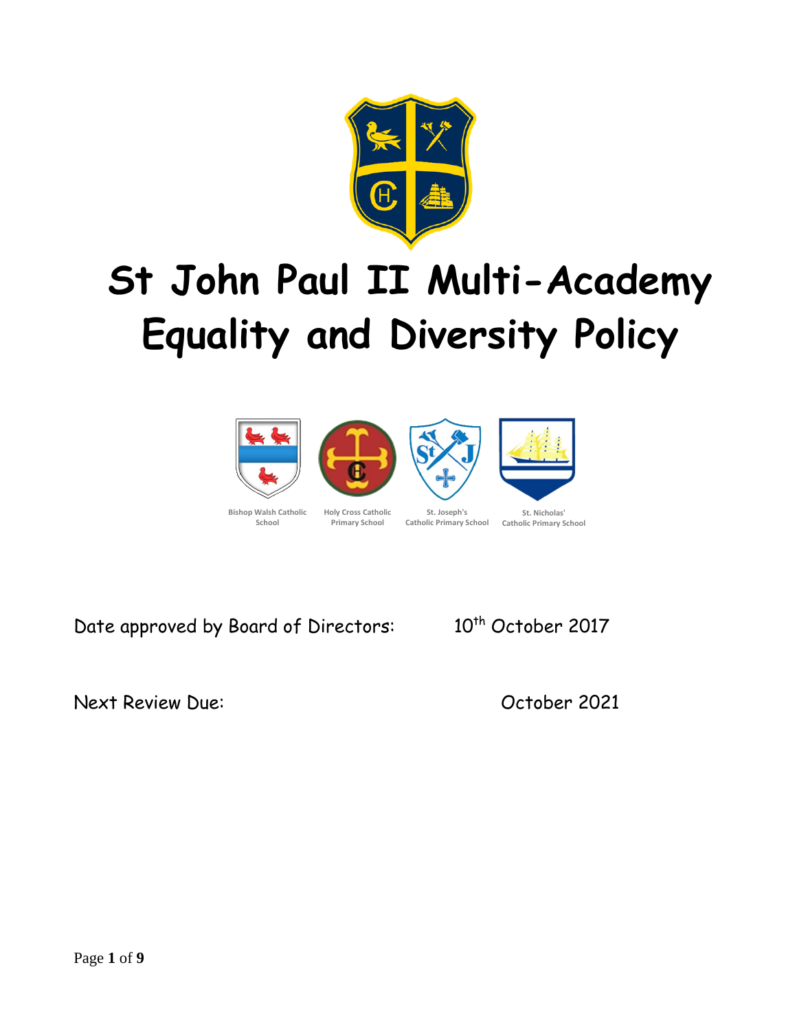# St John Paul II Multi-Academy Equality and Diversity Policy

Bishop Walsh Catholic School

Holy Cross Catholic Primary School

St. Joseph's Catholic Primary School

St. Nicholas' Catholic Primary School

Date approved by Board of Directors: 10th October 2017

Next Review Due: October 2021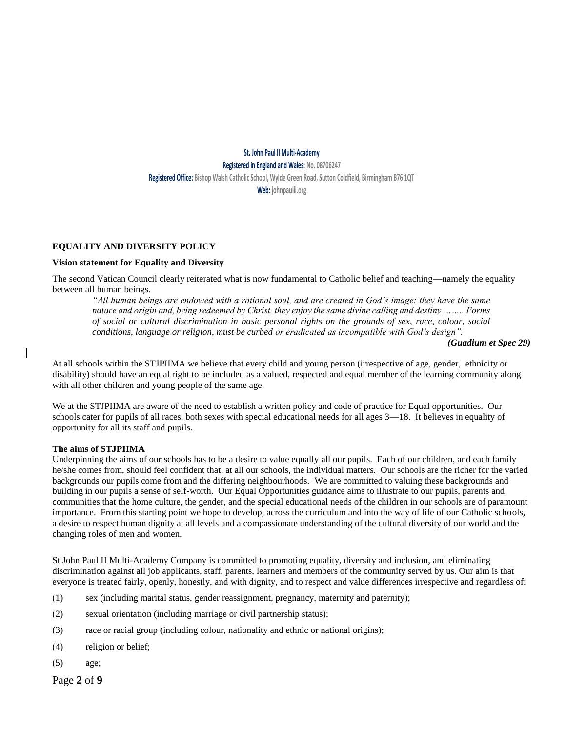St. John Paul II Multi-Academy

Registered in England and Wales: No. 08706247

Registered Office: Bishop Walsh Catholic School, Wylde Green Road, Sutton Coldfield, Birmingham B76 1QT

Web: johnpaulii.org

## EQUALITY AND DIVERSITY POLICY

### Vision statement for Equality and Diversity

The second Vatican Council clearly reiterated what is now fundamental to Catholic belief and teaching—namely the equality between all human beings.

> *"All human beings are endowed with a rational soul, and are created in God's image: they have the same nature and origin and, being redeemed by Christ, they enjoy the same divine calling and destiny …….. Forms of social or cultural discrimination in basic personal rights on the grounds of sex, race, colour, social conditions, language or religion, must be curbed or eradicated as incompatible with God's design".*
>
> ***(Guadium et Spec 29)***

At all schools within the STJPIIMA we believe that every child and young person (irrespective of age, gender, ethnicity or disability) should have an equal right to be included as a valued, respected and equal member of the learning community along with all other children and young people of the same age.

We at the STJPIIMA are aware of the need to establish a written policy and code of practice for Equal opportunities. Our schools cater for pupils of all races, both sexes with special educational needs for all ages 3—18. It believes in equality of opportunity for all its staff and pupils.

### The aims of STJPIIMA

Underpinning the aims of our schools has to be a desire to value equally all our pupils. Each of our children, and each family he/she comes from, should feel confident that, at all our schools, the individual matters. Our schools are the richer for the varied backgrounds our pupils come from and the differing neighbourhoods. We are committed to valuing these backgrounds and building in our pupils a sense of self-worth. Our Equal Opportunities guidance aims to illustrate to our pupils, parents and communities that the home culture, the gender, and the special educational needs of the children in our schools are of paramount importance. From this starting point we hope to develop, across the curriculum and into the way of life of our Catholic schools, a desire to respect human dignity at all levels and a compassionate understanding of the cultural diversity of our world and the changing roles of men and women.

St John Paul II Multi-Academy Company is committed to promoting equality, diversity and inclusion, and eliminating discrimination against all job applicants, staff, parents, learners and members of the community served by us. Our aim is that everyone is treated fairly, openly, honestly, and with dignity, and to respect and value differences irrespective and regardless of:

(1) sex (including marital status, gender reassignment, pregnancy, maternity and paternity);

(2) sexual orientation (including marriage or civil partnership status);

(3) race or racial group (including colour, nationality and ethnic or national origins);

(4) religion or belief;

(5) age;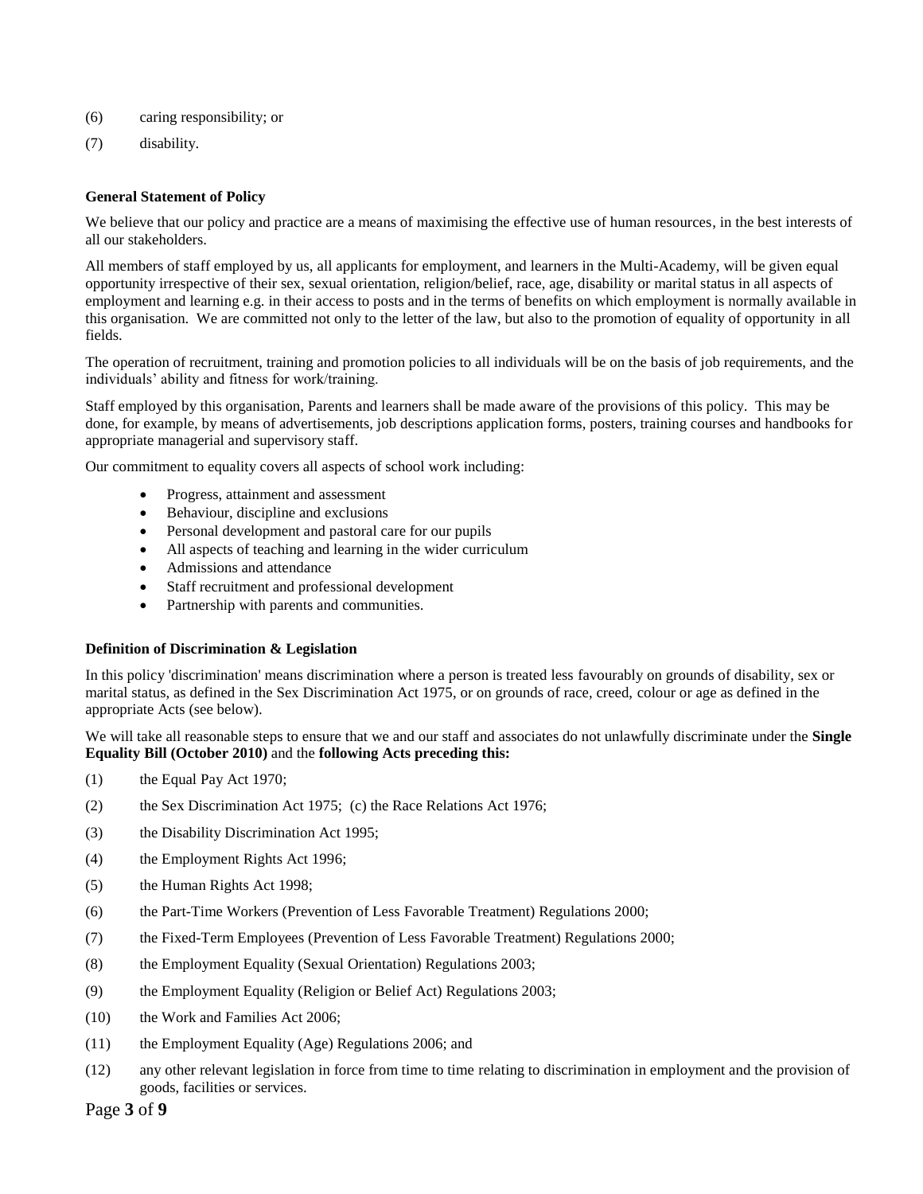(6) caring responsibility; or

(7) disability.

**General Statement of Policy**

We believe that our policy and practice are a means of maximising the effective use of human resources, in the best interests of all our stakeholders.

All members of staff employed by us, all applicants for employment, and learners in the Multi-Academy, will be given equal opportunity irrespective of their sex, sexual orientation, religion/belief, race, age, disability or marital status in all aspects of employment and learning e.g. in their access to posts and in the terms of benefits on which employment is normally available in this organisation. We are committed not only to the letter of the law, but also to the promotion of equality of opportunity in all fields.

The operation of recruitment, training and promotion policies to all individuals will be on the basis of job requirements, and the individuals' ability and fitness for work/training.

Staff employed by this organisation, Parents and learners shall be made aware of the provisions of this policy. This may be done, for example, by means of advertisements, job descriptions application forms, posters, training courses and handbooks for appropriate managerial and supervisory staff.

Our commitment to equality covers all aspects of school work including:

- Progress, attainment and assessment
- Behaviour, discipline and exclusions
- Personal development and pastoral care for our pupils
- All aspects of teaching and learning in the wider curriculum
- Admissions and attendance
- Staff recruitment and professional development
- Partnership with parents and communities.

**Definition of Discrimination & Legislation**

In this policy 'discrimination' means discrimination where a person is treated less favourably on grounds of disability, sex or marital status, as defined in the Sex Discrimination Act 1975, or on grounds of race, creed, colour or age as defined in the appropriate Acts (see below).

We will take all reasonable steps to ensure that we and our staff and associates do not unlawfully discriminate under the **Single Equality Bill (October 2010)** and the **following Acts preceding this:**

(1) the Equal Pay Act 1970;

(2) the Sex Discrimination Act 1975; (c) the Race Relations Act 1976;

(3) the Disability Discrimination Act 1995;

(4) the Employment Rights Act 1996;

(5) the Human Rights Act 1998;

(6) the Part-Time Workers (Prevention of Less Favorable Treatment) Regulations 2000;

(7) the Fixed-Term Employees (Prevention of Less Favorable Treatment) Regulations 2000;

(8) the Employment Equality (Sexual Orientation) Regulations 2003;

(9) the Employment Equality (Religion or Belief Act) Regulations 2003;

(10) the Work and Families Act 2006;

(11) the Employment Equality (Age) Regulations 2006; and

(12) any other relevant legislation in force from time to time relating to discrimination in employment and the provision of goods, facilities or services.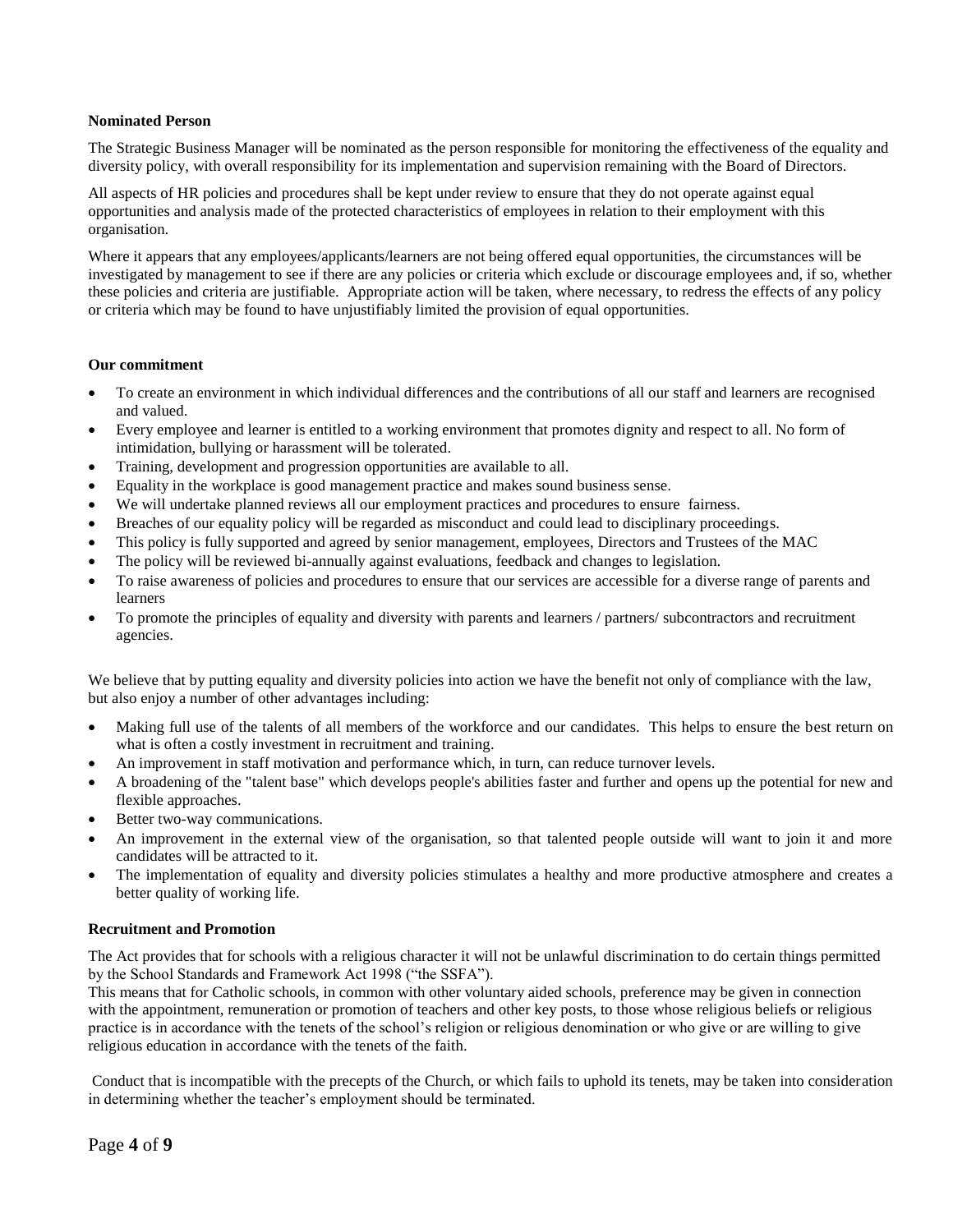**Nominated Person**

The Strategic Business Manager will be nominated as the person responsible for monitoring the effectiveness of the equality and diversity policy, with overall responsibility for its implementation and supervision remaining with the Board of Directors.

All aspects of HR policies and procedures shall be kept under review to ensure that they do not operate against equal opportunities and analysis made of the protected characteristics of employees in relation to their employment with this organisation.

Where it appears that any employees/applicants/learners are not being offered equal opportunities, the circumstances will be investigated by management to see if there are any policies or criteria which exclude or discourage employees and, if so, whether these policies and criteria are justifiable. Appropriate action will be taken, where necessary, to redress the effects of any policy or criteria which may be found to have unjustifiably limited the provision of equal opportunities.

**Our commitment**

- To create an environment in which individual differences and the contributions of all our staff and learners are recognised and valued.
- Every employee and learner is entitled to a working environment that promotes dignity and respect to all. No form of intimidation, bullying or harassment will be tolerated.
- Training, development and progression opportunities are available to all.
- Equality in the workplace is good management practice and makes sound business sense.
- We will undertake planned reviews all our employment practices and procedures to ensure fairness.
- Breaches of our equality policy will be regarded as misconduct and could lead to disciplinary proceedings.
- This policy is fully supported and agreed by senior management, employees, Directors and Trustees of the MAC
- The policy will be reviewed bi-annually against evaluations, feedback and changes to legislation.
- To raise awareness of policies and procedures to ensure that our services are accessible for a diverse range of parents and learners
- To promote the principles of equality and diversity with parents and learners / partners/ subcontractors and recruitment agencies.

We believe that by putting equality and diversity policies into action we have the benefit not only of compliance with the law, but also enjoy a number of other advantages including:

- Making full use of the talents of all members of the workforce and our candidates. This helps to ensure the best return on what is often a costly investment in recruitment and training.
- An improvement in staff motivation and performance which, in turn, can reduce turnover levels.
- A broadening of the "talent base" which develops people's abilities faster and further and opens up the potential for new and flexible approaches.
- Better two-way communications.
- An improvement in the external view of the organisation, so that talented people outside will want to join it and more candidates will be attracted to it.
- The implementation of equality and diversity policies stimulates a healthy and more productive atmosphere and creates a better quality of working life.

**Recruitment and Promotion**

The Act provides that for schools with a religious character it will not be unlawful discrimination to do certain things permitted by the School Standards and Framework Act 1998 ("the SSFA").
This means that for Catholic schools, in common with other voluntary aided schools, preference may be given in connection with the appointment, remuneration or promotion of teachers and other key posts, to those whose religious beliefs or religious practice is in accordance with the tenets of the school's religion or religious denomination or who give or are willing to give religious education in accordance with the tenets of the faith.

Conduct that is incompatible with the precepts of the Church, or which fails to uphold its tenets, may be taken into consideration in determining whether the teacher's employment should be terminated.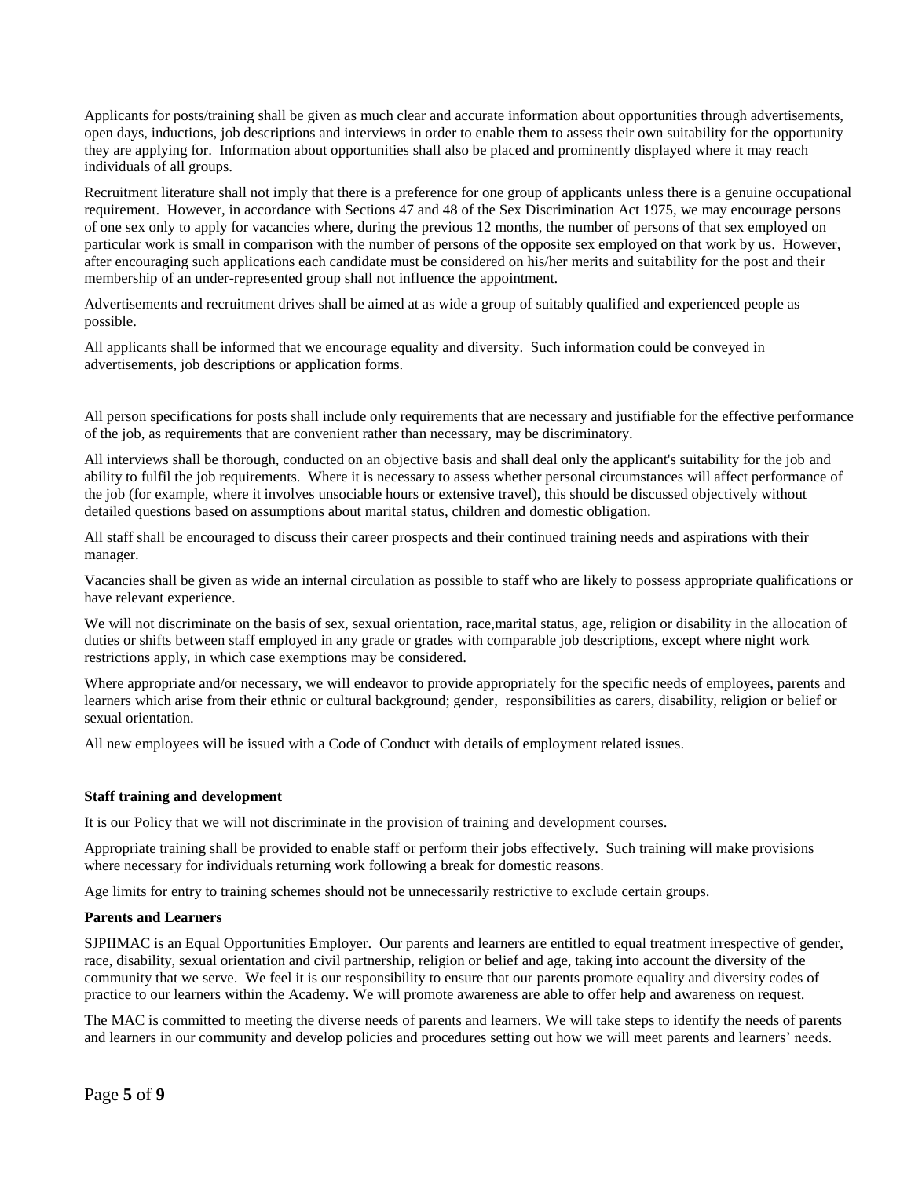Applicants for posts/training shall be given as much clear and accurate information about opportunities through advertisements, open days, inductions, job descriptions and interviews in order to enable them to assess their own suitability for the opportunity they are applying for. Information about opportunities shall also be placed and prominently displayed where it may reach individuals of all groups.

Recruitment literature shall not imply that there is a preference for one group of applicants unless there is a genuine occupational requirement. However, in accordance with Sections 47 and 48 of the Sex Discrimination Act 1975, we may encourage persons of one sex only to apply for vacancies where, during the previous 12 months, the number of persons of that sex employed on particular work is small in comparison with the number of persons of the opposite sex employed on that work by us. However, after encouraging such applications each candidate must be considered on his/her merits and suitability for the post and their membership of an under-represented group shall not influence the appointment.

Advertisements and recruitment drives shall be aimed at as wide a group of suitably qualified and experienced people as possible.

All applicants shall be informed that we encourage equality and diversity. Such information could be conveyed in advertisements, job descriptions or application forms.

All person specifications for posts shall include only requirements that are necessary and justifiable for the effective performance of the job, as requirements that are convenient rather than necessary, may be discriminatory.

All interviews shall be thorough, conducted on an objective basis and shall deal only the applicant's suitability for the job and ability to fulfil the job requirements. Where it is necessary to assess whether personal circumstances will affect performance of the job (for example, where it involves unsociable hours or extensive travel), this should be discussed objectively without detailed questions based on assumptions about marital status, children and domestic obligation.

All staff shall be encouraged to discuss their career prospects and their continued training needs and aspirations with their manager.

Vacancies shall be given as wide an internal circulation as possible to staff who are likely to possess appropriate qualifications or have relevant experience.

We will not discriminate on the basis of sex, sexual orientation, race,marital status, age, religion or disability in the allocation of duties or shifts between staff employed in any grade or grades with comparable job descriptions, except where night work restrictions apply, in which case exemptions may be considered.

Where appropriate and/or necessary, we will endeavor to provide appropriately for the specific needs of employees, parents and learners which arise from their ethnic or cultural background; gender, responsibilities as carers, disability, religion or belief or sexual orientation.

All new employees will be issued with a Code of Conduct with details of employment related issues.

**Staff training and development**

It is our Policy that we will not discriminate in the provision of training and development courses.

Appropriate training shall be provided to enable staff or perform their jobs effectively. Such training will make provisions where necessary for individuals returning work following a break for domestic reasons.

Age limits for entry to training schemes should not be unnecessarily restrictive to exclude certain groups.

**Parents and Learners**

SJPIIMAC is an Equal Opportunities Employer. Our parents and learners are entitled to equal treatment irrespective of gender, race, disability, sexual orientation and civil partnership, religion or belief and age, taking into account the diversity of the community that we serve. We feel it is our responsibility to ensure that our parents promote equality and diversity codes of practice to our learners within the Academy. We will promote awareness are able to offer help and awareness on request.

The MAC is committed to meeting the diverse needs of parents and learners. We will take steps to identify the needs of parents and learners in our community and develop policies and procedures setting out how we will meet parents and learners' needs.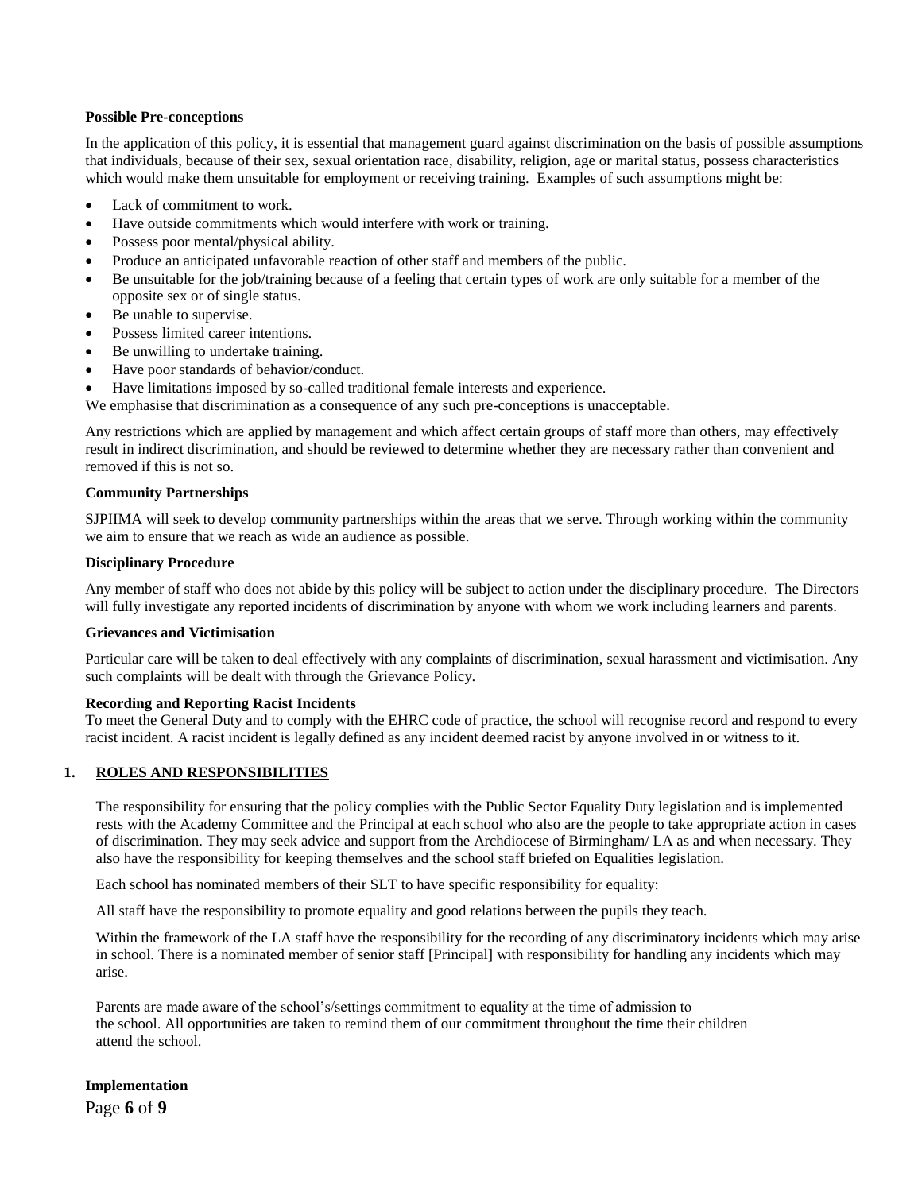**Possible Pre-conceptions**

In the application of this policy, it is essential that management guard against discrimination on the basis of possible assumptions that individuals, because of their sex, sexual orientation race, disability, religion, age or marital status, possess characteristics which would make them unsuitable for employment or receiving training. Examples of such assumptions might be:

- Lack of commitment to work.
- Have outside commitments which would interfere with work or training.
- Possess poor mental/physical ability.
- Produce an anticipated unfavorable reaction of other staff and members of the public.
- Be unsuitable for the job/training because of a feeling that certain types of work are only suitable for a member of the opposite sex or of single status.
- Be unable to supervise.
- Possess limited career intentions.
- Be unwilling to undertake training.
- Have poor standards of behavior/conduct.
- Have limitations imposed by so-called traditional female interests and experience.

We emphasise that discrimination as a consequence of any such pre-conceptions is unacceptable.

Any restrictions which are applied by management and which affect certain groups of staff more than others, may effectively result in indirect discrimination, and should be reviewed to determine whether they are necessary rather than convenient and removed if this is not so.

**Community Partnerships**

SJPIIMA will seek to develop community partnerships within the areas that we serve. Through working within the community we aim to ensure that we reach as wide an audience as possible.

**Disciplinary Procedure**

Any member of staff who does not abide by this policy will be subject to action under the disciplinary procedure. The Directors will fully investigate any reported incidents of discrimination by anyone with whom we work including learners and parents.

**Grievances and Victimisation**

Particular care will be taken to deal effectively with any complaints of discrimination, sexual harassment and victimisation. Any such complaints will be dealt with through the Grievance Policy.

**Recording and Reporting Racist Incidents**

To meet the General Duty and to comply with the EHRC code of practice, the school will recognise record and respond to every racist incident. A racist incident is legally defined as any incident deemed racist by anyone involved in or witness to it.

## 1. ROLES AND RESPONSIBILITIES

The responsibility for ensuring that the policy complies with the Public Sector Equality Duty legislation and is implemented rests with the Academy Committee and the Principal at each school who also are the people to take appropriate action in cases of discrimination. They may seek advice and support from the Archdiocese of Birmingham/ LA as and when necessary. They also have the responsibility for keeping themselves and the school staff briefed on Equalities legislation.

Each school has nominated members of their SLT to have specific responsibility for equality:

All staff have the responsibility to promote equality and good relations between the pupils they teach.

Within the framework of the LA staff have the responsibility for the recording of any discriminatory incidents which may arise in school. There is a nominated member of senior staff [Principal] with responsibility for handling any incidents which may arise.

Parents are made aware of the school's/settings commitment to equality at the time of admission to the school. All opportunities are taken to remind them of our commitment throughout the time their children attend the school.

**Implementation**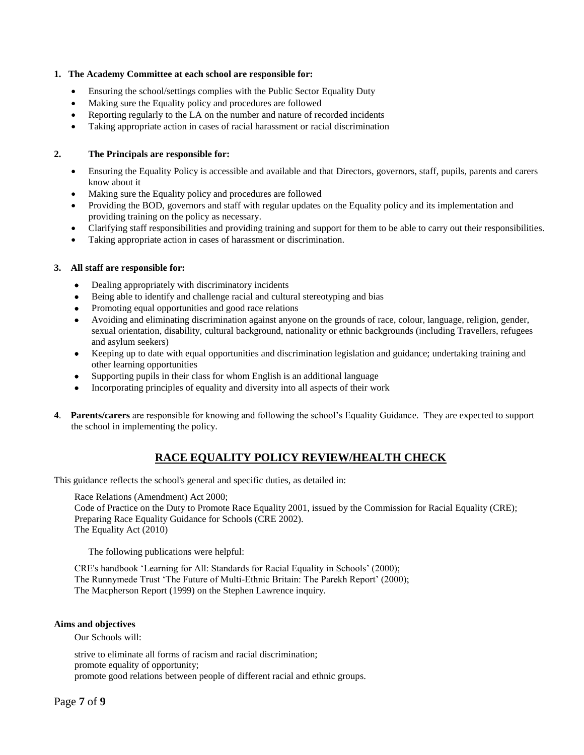**1. The Academy Committee at each school are responsible for:**

- Ensuring the school/settings complies with the Public Sector Equality Duty
- Making sure the Equality policy and procedures are followed
- Reporting regularly to the LA on the number and nature of recorded incidents
- Taking appropriate action in cases of racial harassment or racial discrimination

**2. The Principals are responsible for:**

- Ensuring the Equality Policy is accessible and available and that Directors, governors, staff, pupils, parents and carers know about it
- Making sure the Equality policy and procedures are followed
- Providing the BOD, governors and staff with regular updates on the Equality policy and its implementation and providing training on the policy as necessary.
- Clarifying staff responsibilities and providing training and support for them to be able to carry out their responsibilities.
- Taking appropriate action in cases of harassment or discrimination.

**3. All staff are responsible for:**

- Dealing appropriately with discriminatory incidents
- Being able to identify and challenge racial and cultural stereotyping and bias
- Promoting equal opportunities and good race relations
- Avoiding and eliminating discrimination against anyone on the grounds of race, colour, language, religion, gender, sexual orientation, disability, cultural background, nationality or ethnic backgrounds (including Travellers, refugees and asylum seekers)
- Keeping up to date with equal opportunities and discrimination legislation and guidance; undertaking training and other learning opportunities
- Supporting pupils in their class for whom English is an additional language
- Incorporating principles of equality and diversity into all aspects of their work

**4**. **Parents/carers** are responsible for knowing and following the school's Equality Guidance. They are expected to support the school in implementing the policy.

## RACE EQUALITY POLICY REVIEW/HEALTH CHECK

This guidance reflects the school's general and specific duties, as detailed in:

Race Relations (Amendment) Act 2000;
Code of Practice on the Duty to Promote Race Equality 2001, issued by the Commission for Racial Equality (CRE);
Preparing Race Equality Guidance for Schools (CRE 2002).
The Equality Act (2010)

The following publications were helpful:

CRE's handbook 'Learning for All: Standards for Racial Equality in Schools' (2000);
The Runnymede Trust 'The Future of Multi-Ethnic Britain: The Parekh Report' (2000);
The Macpherson Report (1999) on the Stephen Lawrence inquiry.

**Aims and objectives**

Our Schools will:

strive to eliminate all forms of racism and racial discrimination;
promote equality of opportunity;
promote good relations between people of different racial and ethnic groups.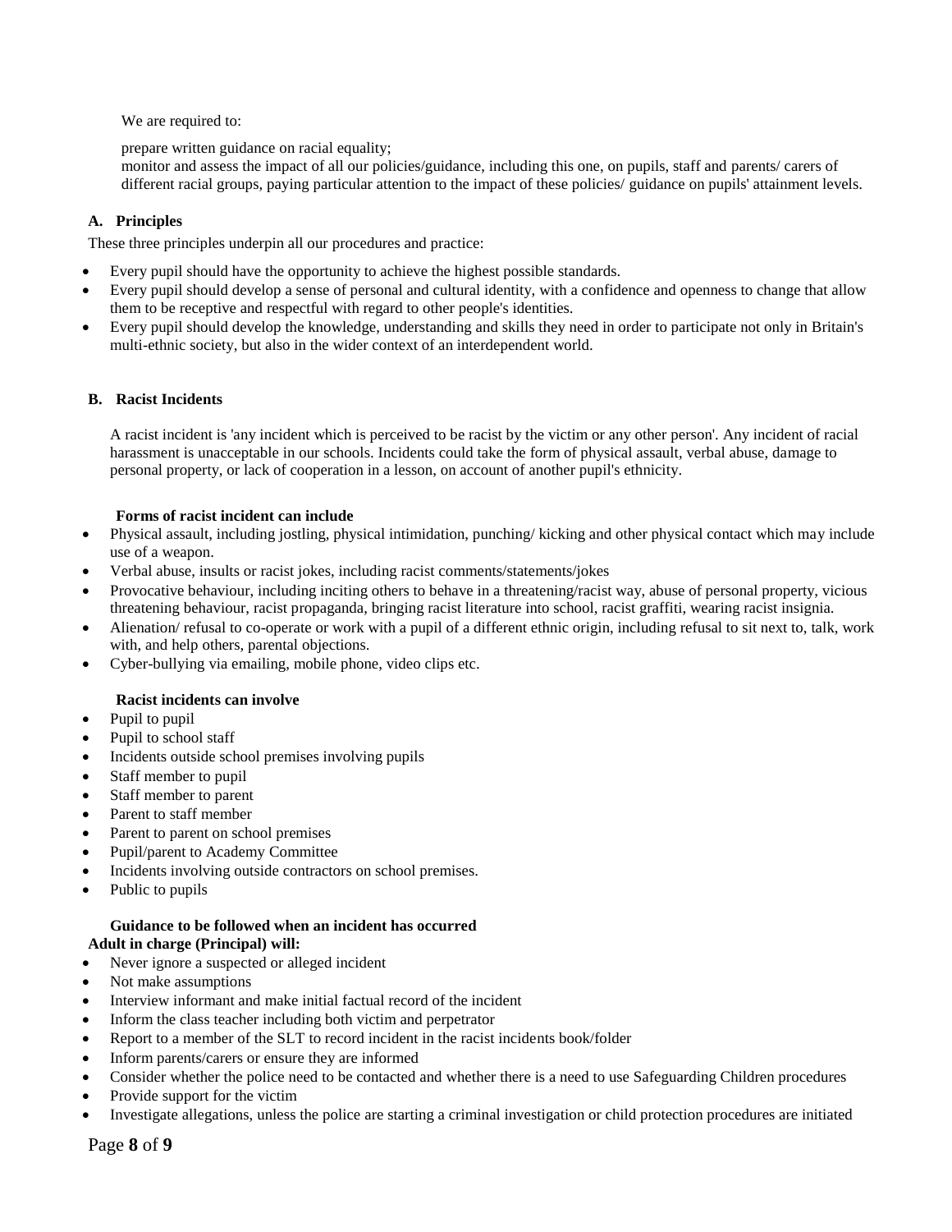We are required to:

prepare written guidance on racial equality;
monitor and assess the impact of all our policies/guidance, including this one, on pupils, staff and parents/ carers of different racial groups, paying particular attention to the impact of these policies/ guidance on pupils' attainment levels.

## A. Principles

These three principles underpin all our procedures and practice:

- Every pupil should have the opportunity to achieve the highest possible standards.
- Every pupil should develop a sense of personal and cultural identity, with a confidence and openness to change that allow them to be receptive and respectful with regard to other people's identities.
- Every pupil should develop the knowledge, understanding and skills they need in order to participate not only in Britain's multi-ethnic society, but also in the wider context of an interdependent world.

## B. Racist Incidents

A racist incident is 'any incident which is perceived to be racist by the victim or any other person'. Any incident of racial harassment is unacceptable in our schools. Incidents could take the form of physical assault, verbal abuse, damage to personal property, or lack of cooperation in a lesson, on account of another pupil's ethnicity.

**Forms of racist incident can include**

- Physical assault, including jostling, physical intimidation, punching/ kicking and other physical contact which may include use of a weapon.
- Verbal abuse, insults or racist jokes, including racist comments/statements/jokes
- Provocative behaviour, including inciting others to behave in a threatening/racist way, abuse of personal property, vicious threatening behaviour, racist propaganda, bringing racist literature into school, racist graffiti, wearing racist insignia.
- Alienation/ refusal to co-operate or work with a pupil of a different ethnic origin, including refusal to sit next to, talk, work with, and help others, parental objections.
- Cyber-bullying via emailing, mobile phone, video clips etc.

**Racist incidents can involve**

- Pupil to pupil
- Pupil to school staff
- Incidents outside school premises involving pupils
- Staff member to pupil
- Staff member to parent
- Parent to staff member
- Parent to parent on school premises
- Pupil/parent to Academy Committee
- Incidents involving outside contractors on school premises.
- Public to pupils

**Guidance to be followed when an incident has occurred**

**Adult in charge (Principal) will:**

- Never ignore a suspected or alleged incident
- Not make assumptions
- Interview informant and make initial factual record of the incident
- Inform the class teacher including both victim and perpetrator
- Report to a member of the SLT to record incident in the racist incidents book/folder
- Inform parents/carers or ensure they are informed
- Consider whether the police need to be contacted and whether there is a need to use Safeguarding Children procedures
- Provide support for the victim
- Investigate allegations, unless the police are starting a criminal investigation or child protection procedures are initiated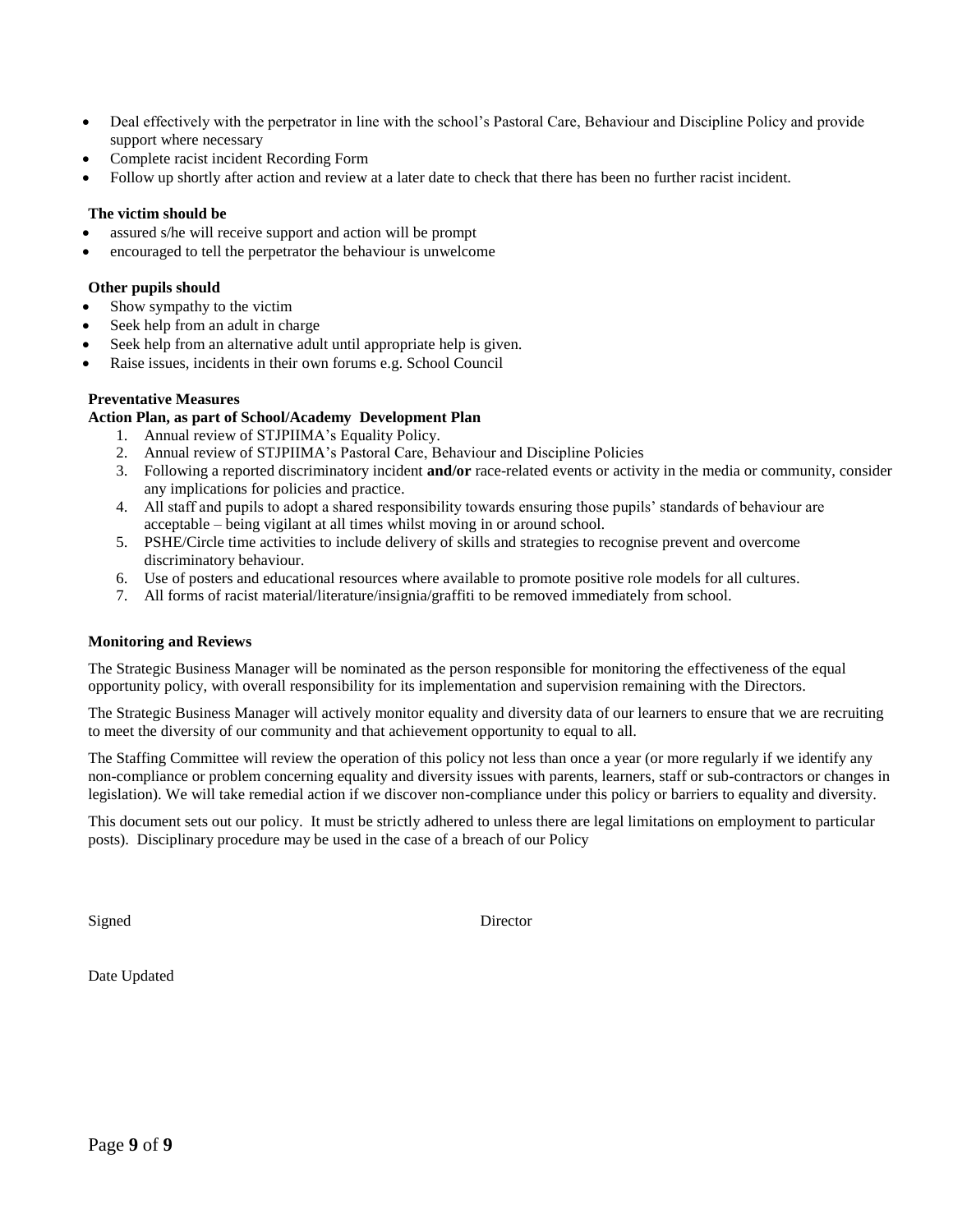- Deal effectively with the perpetrator in line with the school's Pastoral Care, Behaviour and Discipline Policy and provide support where necessary
- Complete racist incident Recording Form
- Follow up shortly after action and review at a later date to check that there has been no further racist incident.

**The victim should be**

- assured s/he will receive support and action will be prompt
- encouraged to tell the perpetrator the behaviour is unwelcome

**Other pupils should**

- Show sympathy to the victim
- Seek help from an adult in charge
- Seek help from an alternative adult until appropriate help is given.
- Raise issues, incidents in their own forums e.g. School Council

**Preventative Measures**

**Action Plan, as part of School/Academy Development Plan**

1. Annual review of STJPIIMA's Equality Policy.
2. Annual review of STJPIIMA's Pastoral Care, Behaviour and Discipline Policies
3. Following a reported discriminatory incident **and/or** race-related events or activity in the media or community, consider any implications for policies and practice.
4. All staff and pupils to adopt a shared responsibility towards ensuring those pupils' standards of behaviour are acceptable – being vigilant at all times whilst moving in or around school.
5. PSHE/Circle time activities to include delivery of skills and strategies to recognise prevent and overcome discriminatory behaviour.
6. Use of posters and educational resources where available to promote positive role models for all cultures.
7. All forms of racist material/literature/insignia/graffiti to be removed immediately from school.

**Monitoring and Reviews**

The Strategic Business Manager will be nominated as the person responsible for monitoring the effectiveness of the equal opportunity policy, with overall responsibility for its implementation and supervision remaining with the Directors.

The Strategic Business Manager will actively monitor equality and diversity data of our learners to ensure that we are recruiting to meet the diversity of our community and that achievement opportunity to equal to all.

The Staffing Committee will review the operation of this policy not less than once a year (or more regularly if we identify any non-compliance or problem concerning equality and diversity issues with parents, learners, staff or sub-contractors or changes in legislation). We will take remedial action if we discover non-compliance under this policy or barriers to equality and diversity.

This document sets out our policy. It must be strictly adhered to unless there are legal limitations on employment to particular posts). Disciplinary procedure may be used in the case of a breach of our Policy

Signed Director

Date Updated